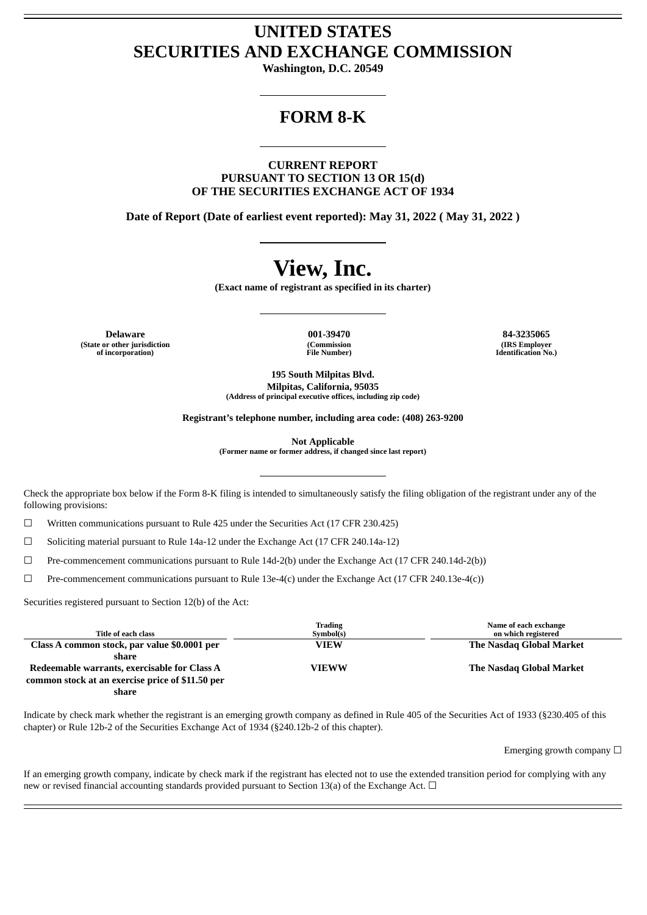# UNITED STATES
# SECURITIES AND EXCHANGE COMMISSION

**Washington, D.C. 20549**

## FORM 8-K

**CURRENT REPORT**
**PURSUANT TO SECTION 13 OR 15(d)**
**OF THE SECURITIES EXCHANGE ACT OF 1934**

**Date of Report (Date of earliest event reported): May 31, 2022 ( May 31, 2022 )**

# View, Inc.

**(Exact name of registrant as specified in its charter)**

| Delaware | 001-39470 | 84-3235065 |
|---|---|---|
| (State or other jurisdiction of incorporation) | (Commission File Number) | (IRS Employer Identification No.) |

**195 South Milpitas Blvd.**
**Milpitas, California, 95035**
**(Address of principal executive offices, including zip code)**

**Registrant's telephone number, including area code: (408) 263-9200**

**Not Applicable**
**(Former name or former address, if changed since last report)**

Check the appropriate box below if the Form 8-K filing is intended to simultaneously satisfy the filing obligation of the registrant under any of the following provisions:

☐ Written communications pursuant to Rule 425 under the Securities Act (17 CFR 230.425)

☐ Soliciting material pursuant to Rule 14a-12 under the Exchange Act (17 CFR 240.14a-12)

☐ Pre-commencement communications pursuant to Rule 14d-2(b) under the Exchange Act (17 CFR 240.14d-2(b))

☐ Pre-commencement communications pursuant to Rule 13e-4(c) under the Exchange Act (17 CFR 240.13e-4(c))

Securities registered pursuant to Section 12(b) of the Act:

| Title of each class | Trading Symbol(s) | Name of each exchange on which registered |
|---|---|---|
| **Class A common stock, par value $0.0001 per share** | **VIEW** | **The Nasdaq Global Market** |
| **Redeemable warrants, exercisable for Class A common stock at an exercise price of $11.50 per share** | **VIEWW** | **The Nasdaq Global Market** |

Indicate by check mark whether the registrant is an emerging growth company as defined in Rule 405 of the Securities Act of 1933 (§230.405 of this chapter) or Rule 12b-2 of the Securities Exchange Act of 1934 (§240.12b-2 of this chapter).

Emerging growth company ☐

If an emerging growth company, indicate by check mark if the registrant has elected not to use the extended transition period for complying with any new or revised financial accounting standards provided pursuant to Section 13(a) of the Exchange Act. ☐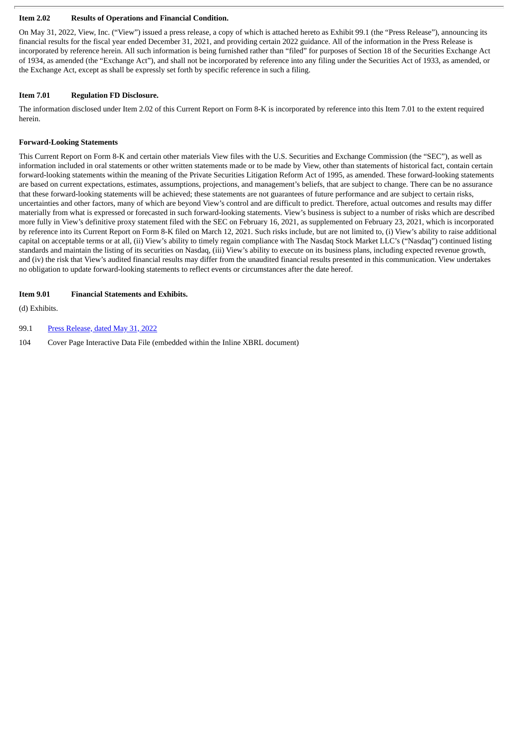**Item 2.02 Results of Operations and Financial Condition.**

On May 31, 2022, View, Inc. ("View") issued a press release, a copy of which is attached hereto as Exhibit 99.1 (the "Press Release"), announcing its financial results for the fiscal year ended December 31, 2021, and providing certain 2022 guidance. All of the information in the Press Release is incorporated by reference herein. All such information is being furnished rather than "filed" for purposes of Section 18 of the Securities Exchange Act of 1934, as amended (the "Exchange Act"), and shall not be incorporated by reference into any filing under the Securities Act of 1933, as amended, or the Exchange Act, except as shall be expressly set forth by specific reference in such a filing.

**Item 7.01 Regulation FD Disclosure.**

The information disclosed under Item 2.02 of this Current Report on Form 8-K is incorporated by reference into this Item 7.01 to the extent required herein.

**Forward-Looking Statements**

This Current Report on Form 8-K and certain other materials View files with the U.S. Securities and Exchange Commission (the "SEC"), as well as information included in oral statements or other written statements made or to be made by View, other than statements of historical fact, contain certain forward-looking statements within the meaning of the Private Securities Litigation Reform Act of 1995, as amended. These forward-looking statements are based on current expectations, estimates, assumptions, projections, and management's beliefs, that are subject to change. There can be no assurance that these forward-looking statements will be achieved; these statements are not guarantees of future performance and are subject to certain risks, uncertainties and other factors, many of which are beyond View's control and are difficult to predict. Therefore, actual outcomes and results may differ materially from what is expressed or forecasted in such forward-looking statements. View's business is subject to a number of risks which are described more fully in View's definitive proxy statement filed with the SEC on February 16, 2021, as supplemented on February 23, 2021, which is incorporated by reference into its Current Report on Form 8-K filed on March 12, 2021. Such risks include, but are not limited to, (i) View's ability to raise additional capital on acceptable terms or at all, (ii) View's ability to timely regain compliance with The Nasdaq Stock Market LLC's ("Nasdaq") continued listing standards and maintain the listing of its securities on Nasdaq, (iii) View's ability to execute on its business plans, including expected revenue growth, and (iv) the risk that View's audited financial results may differ from the unaudited financial results presented in this communication. View undertakes no obligation to update forward-looking statements to reflect events or circumstances after the date hereof.

**Item 9.01 Financial Statements and Exhibits.**

(d) Exhibits.

99.1 Press Release, dated May 31, 2022

104 Cover Page Interactive Data File (embedded within the Inline XBRL document)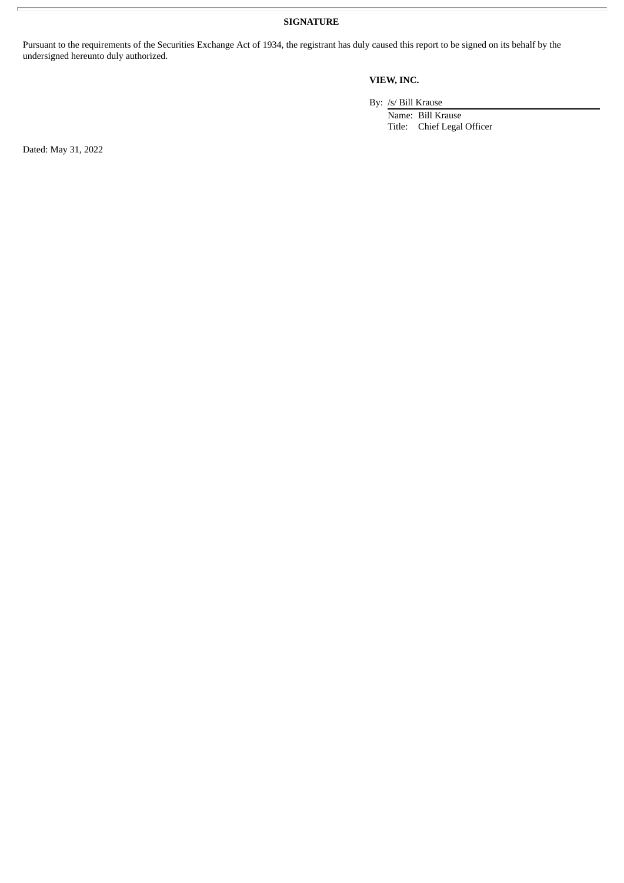**SIGNATURE**

Pursuant to the requirements of the Securities Exchange Act of 1934, the registrant has duly caused this report to be signed on its behalf by the undersigned hereunto duly authorized.

**VIEW, INC.**

By: /s/ Bill Krause

Name: Bill Krause

Title: Chief Legal Officer

Dated: May 31, 2022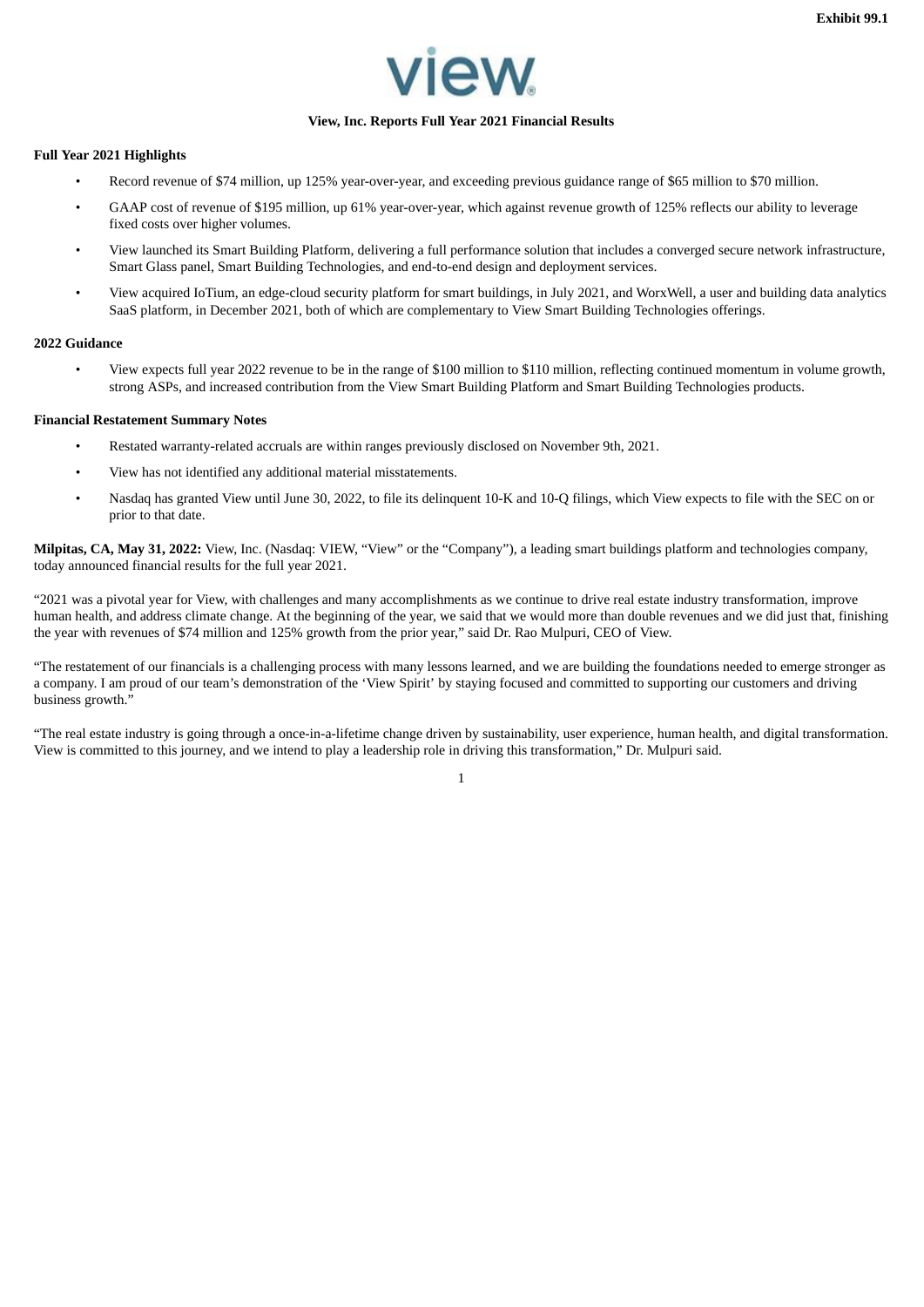Exhibit 99.1

**View, Inc. Reports Full Year 2021 Financial Results**

**Full Year 2021 Highlights**

- Record revenue of $74 million, up 125% year-over-year, and exceeding previous guidance range of $65 million to $70 million.
- GAAP cost of revenue of $195 million, up 61% year-over-year, which against revenue growth of 125% reflects our ability to leverage fixed costs over higher volumes.
- View launched its Smart Building Platform, delivering a full performance solution that includes a converged secure network infrastructure, Smart Glass panel, Smart Building Technologies, and end-to-end design and deployment services.
- View acquired IoTium, an edge-cloud security platform for smart buildings, in July 2021, and WorxWell, a user and building data analytics SaaS platform, in December 2021, both of which are complementary to View Smart Building Technologies offerings.

**2022 Guidance**

- View expects full year 2022 revenue to be in the range of $100 million to $110 million, reflecting continued momentum in volume growth, strong ASPs, and increased contribution from the View Smart Building Platform and Smart Building Technologies products.

**Financial Restatement Summary Notes**

- Restated warranty-related accruals are within ranges previously disclosed on November 9th, 2021.
- View has not identified any additional material misstatements.
- Nasdaq has granted View until June 30, 2022, to file its delinquent 10-K and 10-Q filings, which View expects to file with the SEC on or prior to that date.

**Milpitas, CA, May 31, 2022:** View, Inc. (Nasdaq: VIEW, "View" or the "Company"), a leading smart buildings platform and technologies company, today announced financial results for the full year 2021.

"2021 was a pivotal year for View, with challenges and many accomplishments as we continue to drive real estate industry transformation, improve human health, and address climate change. At the beginning of the year, we said that we would more than double revenues and we did just that, finishing the year with revenues of $74 million and 125% growth from the prior year," said Dr. Rao Mulpuri, CEO of View.

"The restatement of our financials is a challenging process with many lessons learned, and we are building the foundations needed to emerge stronger as a company. I am proud of our team's demonstration of the 'View Spirit' by staying focused and committed to supporting our customers and driving business growth."

"The real estate industry is going through a once-in-a-lifetime change driven by sustainability, user experience, human health, and digital transformation. View is committed to this journey, and we intend to play a leadership role in driving this transformation," Dr. Mulpuri said.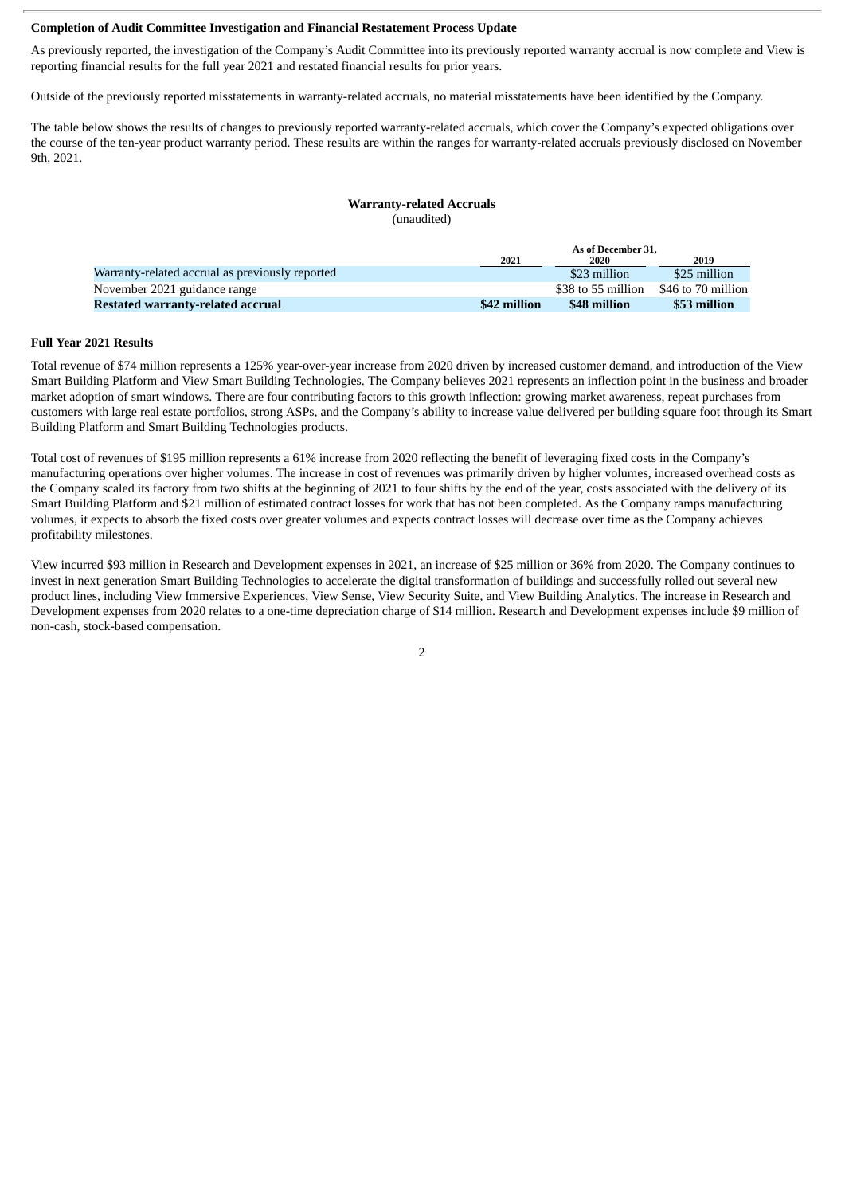**Completion of Audit Committee Investigation and Financial Restatement Process Update**

As previously reported, the investigation of the Company's Audit Committee into its previously reported warranty accrual is now complete and View is reporting financial results for the full year 2021 and restated financial results for prior years.

Outside of the previously reported misstatements in warranty-related accruals, no material misstatements have been identified by the Company.

The table below shows the results of changes to previously reported warranty-related accruals, which cover the Company's expected obligations over the course of the ten-year product warranty period. These results are within the ranges for warranty-related accruals previously disclosed on November 9th, 2021.

**Warranty-related Accruals**
(unaudited)

| | As of December 31, | | |
|---|---|---|---|
| | 2021 | 2020 | 2019 |
| Warranty-related accrual as previously reported | | $23 million | $25 million |
| November 2021 guidance range | | $38 to 55 million | $46 to 70 million |
| **Restated warranty-related accrual** | **$42 million** | **$48 million** | **$53 million** |

**Full Year 2021 Results**

Total revenue of $74 million represents a 125% year-over-year increase from 2020 driven by increased customer demand, and introduction of the View Smart Building Platform and View Smart Building Technologies. The Company believes 2021 represents an inflection point in the business and broader market adoption of smart windows. There are four contributing factors to this growth inflection: growing market awareness, repeat purchases from customers with large real estate portfolios, strong ASPs, and the Company's ability to increase value delivered per building square foot through its Smart Building Platform and Smart Building Technologies products.

Total cost of revenues of $195 million represents a 61% increase from 2020 reflecting the benefit of leveraging fixed costs in the Company's manufacturing operations over higher volumes. The increase in cost of revenues was primarily driven by higher volumes, increased overhead costs as the Company scaled its factory from two shifts at the beginning of 2021 to four shifts by the end of the year, costs associated with the delivery of its Smart Building Platform and $21 million of estimated contract losses for work that has not been completed. As the Company ramps manufacturing volumes, it expects to absorb the fixed costs over greater volumes and expects contract losses will decrease over time as the Company achieves profitability milestones.

View incurred $93 million in Research and Development expenses in 2021, an increase of $25 million or 36% from 2020. The Company continues to invest in next generation Smart Building Technologies to accelerate the digital transformation of buildings and successfully rolled out several new product lines, including View Immersive Experiences, View Sense, View Security Suite, and View Building Analytics. The increase in Research and Development expenses from 2020 relates to a one-time depreciation charge of $14 million. Research and Development expenses include $9 million of non-cash, stock-based compensation.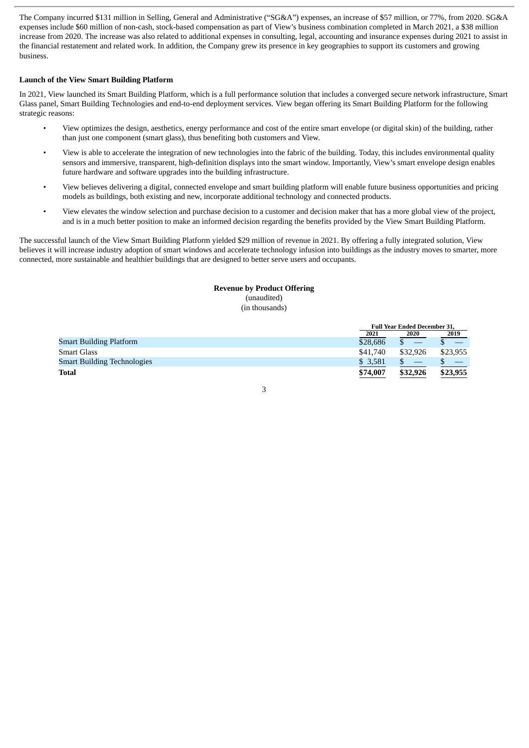The Company incurred $131 million in Selling, General and Administrative ("SG&A") expenses, an increase of $57 million, or 77%, from 2020. SG&A expenses include $60 million of non-cash, stock-based compensation as part of View's business combination completed in March 2021, a $38 million increase from 2020. The increase was also related to additional expenses in consulting, legal, accounting and insurance expenses during 2021 to assist in the financial restatement and related work. In addition, the Company grew its presence in key geographies to support its customers and growing business.

**Launch of the View Smart Building Platform**

In 2021, View launched its Smart Building Platform, which is a full performance solution that includes a converged secure network infrastructure, Smart Glass panel, Smart Building Technologies and end-to-end deployment services. View began offering its Smart Building Platform for the following strategic reasons:

- View optimizes the design, aesthetics, energy performance and cost of the entire smart envelope (or digital skin) of the building, rather than just one component (smart glass), thus benefiting both customers and View.
- View is able to accelerate the integration of new technologies into the fabric of the building. Today, this includes environmental quality sensors and immersive, transparent, high-definition displays into the smart window. Importantly, View's smart envelope design enables future hardware and software upgrades into the building infrastructure.
- View believes delivering a digital, connected envelope and smart building platform will enable future business opportunities and pricing models as buildings, both existing and new, incorporate additional technology and connected products.
- View elevates the window selection and purchase decision to a customer and decision maker that has a more global view of the project, and is in a much better position to make an informed decision regarding the benefits provided by the View Smart Building Platform.

The successful launch of the View Smart Building Platform yielded $29 million of revenue in 2021. By offering a fully integrated solution, View believes it will increase industry adoption of smart windows and accelerate technology infusion into buildings as the industry moves to smarter, more connected, more sustainable and healthier buildings that are designed to better serve users and occupants.

**Revenue by Product Offering**
(unaudited)
(in thousands)

| | Full Year Ended December 31, | | |
|---|---|---|---|
| | 2021 | 2020 | 2019 |
| Smart Building Platform | $28,686 | $ — | $ — |
| Smart Glass | $41,740 | $32,926 | $23,955 |
| Smart Building Technologies | $ 3,581 | $ — | $ — |
| **Total** | **$74,007** | **$32,926** | **$23,955** |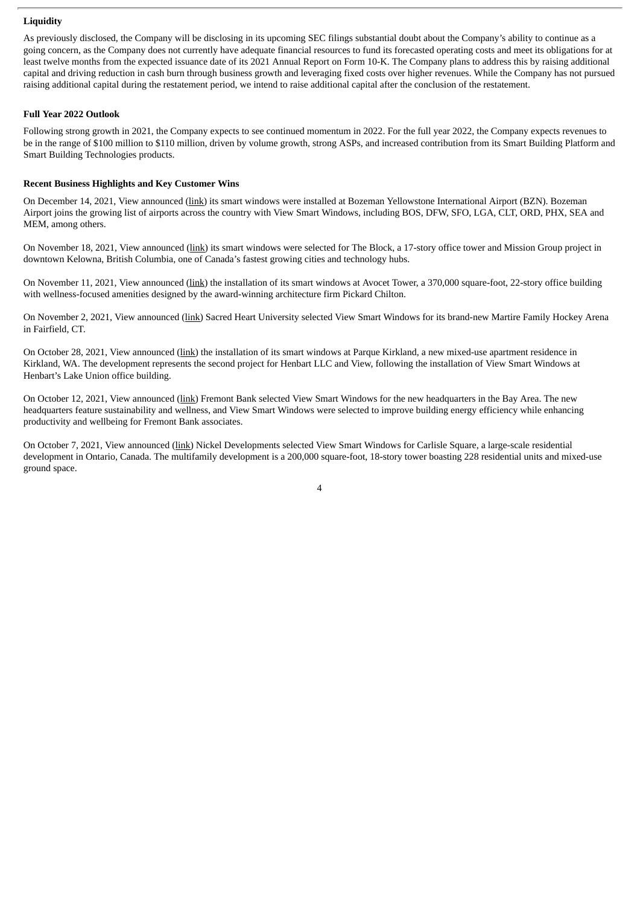**Liquidity**

As previously disclosed, the Company will be disclosing in its upcoming SEC filings substantial doubt about the Company's ability to continue as a going concern, as the Company does not currently have adequate financial resources to fund its forecasted operating costs and meet its obligations for at least twelve months from the expected issuance date of its 2021 Annual Report on Form 10-K. The Company plans to address this by raising additional capital and driving reduction in cash burn through business growth and leveraging fixed costs over higher revenues. While the Company has not pursued raising additional capital during the restatement period, we intend to raise additional capital after the conclusion of the restatement.

**Full Year 2022 Outlook**

Following strong growth in 2021, the Company expects to see continued momentum in 2022. For the full year 2022, the Company expects revenues to be in the range of $100 million to $110 million, driven by volume growth, strong ASPs, and increased contribution from its Smart Building Platform and Smart Building Technologies products.

**Recent Business Highlights and Key Customer Wins**

On December 14, 2021, View announced (link) its smart windows were installed at Bozeman Yellowstone International Airport (BZN). Bozeman Airport joins the growing list of airports across the country with View Smart Windows, including BOS, DFW, SFO, LGA, CLT, ORD, PHX, SEA and MEM, among others.

On November 18, 2021, View announced (link) its smart windows were selected for The Block, a 17-story office tower and Mission Group project in downtown Kelowna, British Columbia, one of Canada's fastest growing cities and technology hubs.

On November 11, 2021, View announced (link) the installation of its smart windows at Avocet Tower, a 370,000 square-foot, 22-story office building with wellness-focused amenities designed by the award-winning architecture firm Pickard Chilton.

On November 2, 2021, View announced (link) Sacred Heart University selected View Smart Windows for its brand-new Martire Family Hockey Arena in Fairfield, CT.

On October 28, 2021, View announced (link) the installation of its smart windows at Parque Kirkland, a new mixed-use apartment residence in Kirkland, WA. The development represents the second project for Henbart LLC and View, following the installation of View Smart Windows at Henbart's Lake Union office building.

On October 12, 2021, View announced (link) Fremont Bank selected View Smart Windows for the new headquarters in the Bay Area. The new headquarters feature sustainability and wellness, and View Smart Windows were selected to improve building energy efficiency while enhancing productivity and wellbeing for Fremont Bank associates.

On October 7, 2021, View announced (link) Nickel Developments selected View Smart Windows for Carlisle Square, a large-scale residential development in Ontario, Canada. The multifamily development is a 200,000 square-foot, 18-story tower boasting 228 residential units and mixed-use ground space.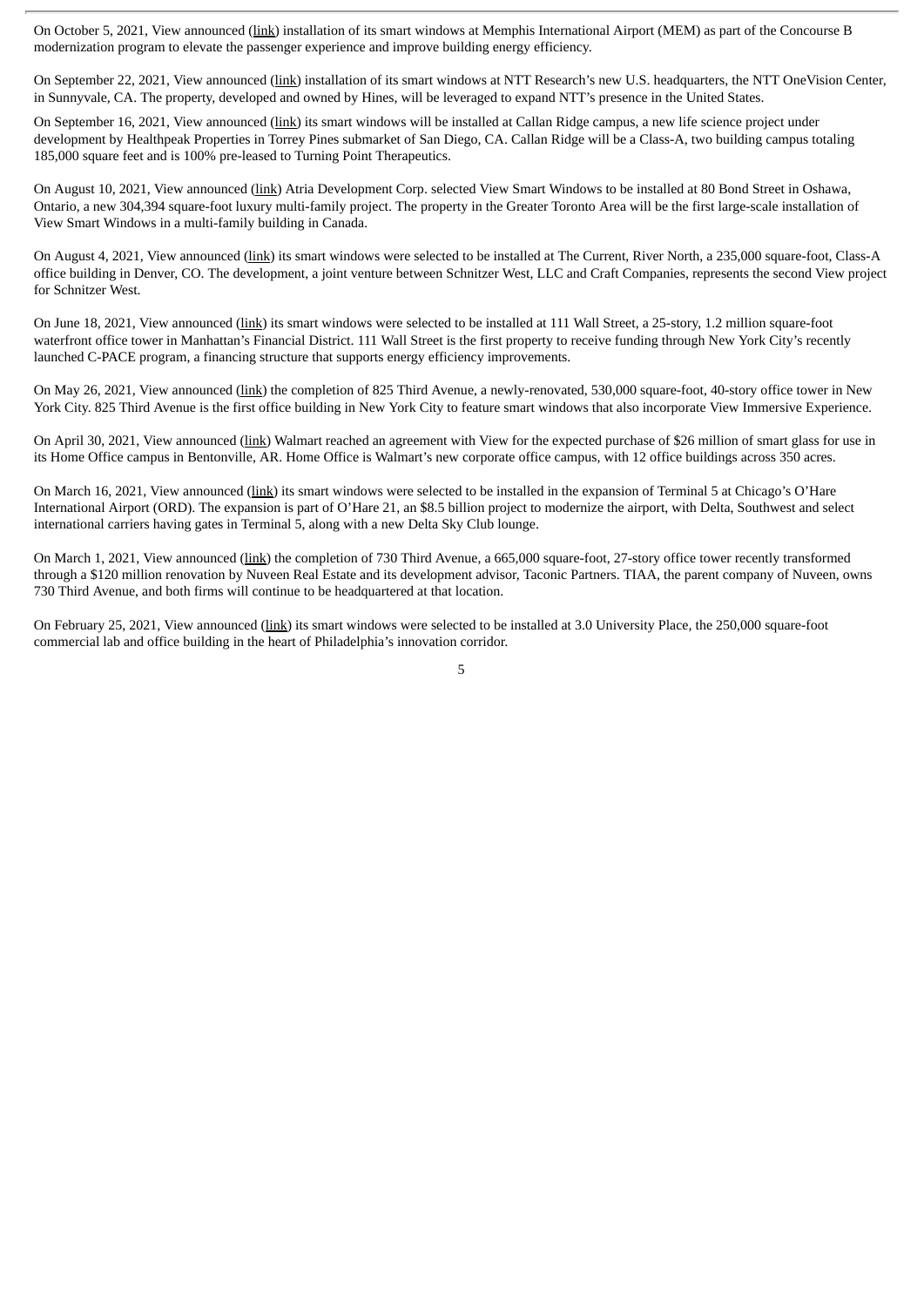On October 5, 2021, View announced (link) installation of its smart windows at Memphis International Airport (MEM) as part of the Concourse B modernization program to elevate the passenger experience and improve building energy efficiency.

On September 22, 2021, View announced (link) installation of its smart windows at NTT Research's new U.S. headquarters, the NTT OneVision Center, in Sunnyvale, CA. The property, developed and owned by Hines, will be leveraged to expand NTT's presence in the United States.

On September 16, 2021, View announced (link) its smart windows will be installed at Callan Ridge campus, a new life science project under development by Healthpeak Properties in Torrey Pines submarket of San Diego, CA. Callan Ridge will be a Class-A, two building campus totaling 185,000 square feet and is 100% pre-leased to Turning Point Therapeutics.

On August 10, 2021, View announced (link) Atria Development Corp. selected View Smart Windows to be installed at 80 Bond Street in Oshawa, Ontario, a new 304,394 square-foot luxury multi-family project. The property in the Greater Toronto Area will be the first large-scale installation of View Smart Windows in a multi-family building in Canada.

On August 4, 2021, View announced (link) its smart windows were selected to be installed at The Current, River North, a 235,000 square-foot, Class-A office building in Denver, CO. The development, a joint venture between Schnitzer West, LLC and Craft Companies, represents the second View project for Schnitzer West.

On June 18, 2021, View announced (link) its smart windows were selected to be installed at 111 Wall Street, a 25-story, 1.2 million square-foot waterfront office tower in Manhattan's Financial District. 111 Wall Street is the first property to receive funding through New York City's recently launched C-PACE program, a financing structure that supports energy efficiency improvements.

On May 26, 2021, View announced (link) the completion of 825 Third Avenue, a newly-renovated, 530,000 square-foot, 40-story office tower in New York City. 825 Third Avenue is the first office building in New York City to feature smart windows that also incorporate View Immersive Experience.

On April 30, 2021, View announced (link) Walmart reached an agreement with View for the expected purchase of $26 million of smart glass for use in its Home Office campus in Bentonville, AR. Home Office is Walmart's new corporate office campus, with 12 office buildings across 350 acres.

On March 16, 2021, View announced (link) its smart windows were selected to be installed in the expansion of Terminal 5 at Chicago's O'Hare International Airport (ORD). The expansion is part of O'Hare 21, an $8.5 billion project to modernize the airport, with Delta, Southwest and select international carriers having gates in Terminal 5, along with a new Delta Sky Club lounge.

On March 1, 2021, View announced (link) the completion of 730 Third Avenue, a 665,000 square-foot, 27-story office tower recently transformed through a $120 million renovation by Nuveen Real Estate and its development advisor, Taconic Partners. TIAA, the parent company of Nuveen, owns 730 Third Avenue, and both firms will continue to be headquartered at that location.

On February 25, 2021, View announced (link) its smart windows were selected to be installed at 3.0 University Place, the 250,000 square-foot commercial lab and office building in the heart of Philadelphia's innovation corridor.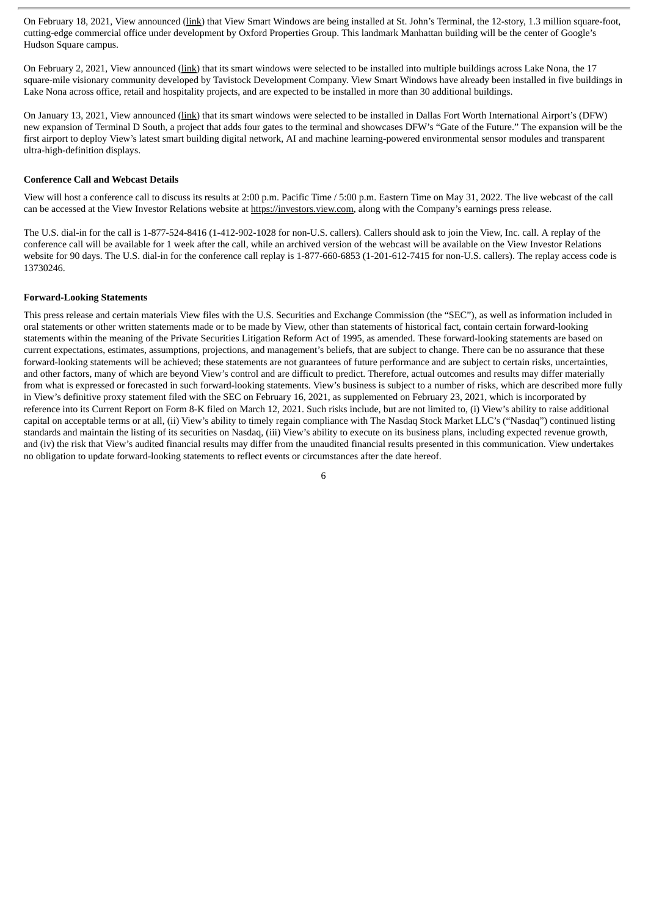On February 18, 2021, View announced (link) that View Smart Windows are being installed at St. John's Terminal, the 12-story, 1.3 million square-foot, cutting-edge commercial office under development by Oxford Properties Group. This landmark Manhattan building will be the center of Google's Hudson Square campus.

On February 2, 2021, View announced (link) that its smart windows were selected to be installed into multiple buildings across Lake Nona, the 17 square-mile visionary community developed by Tavistock Development Company. View Smart Windows have already been installed in five buildings in Lake Nona across office, retail and hospitality projects, and are expected to be installed in more than 30 additional buildings.

On January 13, 2021, View announced (link) that its smart windows were selected to be installed in Dallas Fort Worth International Airport's (DFW) new expansion of Terminal D South, a project that adds four gates to the terminal and showcases DFW's "Gate of the Future." The expansion will be the first airport to deploy View's latest smart building digital network, AI and machine learning-powered environmental sensor modules and transparent ultra-high-definition displays.

**Conference Call and Webcast Details**

View will host a conference call to discuss its results at 2:00 p.m. Pacific Time / 5:00 p.m. Eastern Time on May 31, 2022. The live webcast of the call can be accessed at the View Investor Relations website at https://investors.view.com, along with the Company's earnings press release.

The U.S. dial-in for the call is 1-877-524-8416 (1-412-902-1028 for non-U.S. callers). Callers should ask to join the View, Inc. call. A replay of the conference call will be available for 1 week after the call, while an archived version of the webcast will be available on the View Investor Relations website for 90 days. The U.S. dial-in for the conference call replay is 1-877-660-6853 (1-201-612-7415 for non-U.S. callers). The replay access code is 13730246.

**Forward-Looking Statements**

This press release and certain materials View files with the U.S. Securities and Exchange Commission (the "SEC"), as well as information included in oral statements or other written statements made or to be made by View, other than statements of historical fact, contain certain forward-looking statements within the meaning of the Private Securities Litigation Reform Act of 1995, as amended. These forward-looking statements are based on current expectations, estimates, assumptions, projections, and management's beliefs, that are subject to change. There can be no assurance that these forward-looking statements will be achieved; these statements are not guarantees of future performance and are subject to certain risks, uncertainties, and other factors, many of which are beyond View's control and are difficult to predict. Therefore, actual outcomes and results may differ materially from what is expressed or forecasted in such forward-looking statements. View's business is subject to a number of risks, which are described more fully in View's definitive proxy statement filed with the SEC on February 16, 2021, as supplemented on February 23, 2021, which is incorporated by reference into its Current Report on Form 8-K filed on March 12, 2021. Such risks include, but are not limited to, (i) View's ability to raise additional capital on acceptable terms or at all, (ii) View's ability to timely regain compliance with The Nasdaq Stock Market LLC's ("Nasdaq") continued listing standards and maintain the listing of its securities on Nasdaq, (iii) View's ability to execute on its business plans, including expected revenue growth, and (iv) the risk that View's audited financial results may differ from the unaudited financial results presented in this communication. View undertakes no obligation to update forward-looking statements to reflect events or circumstances after the date hereof.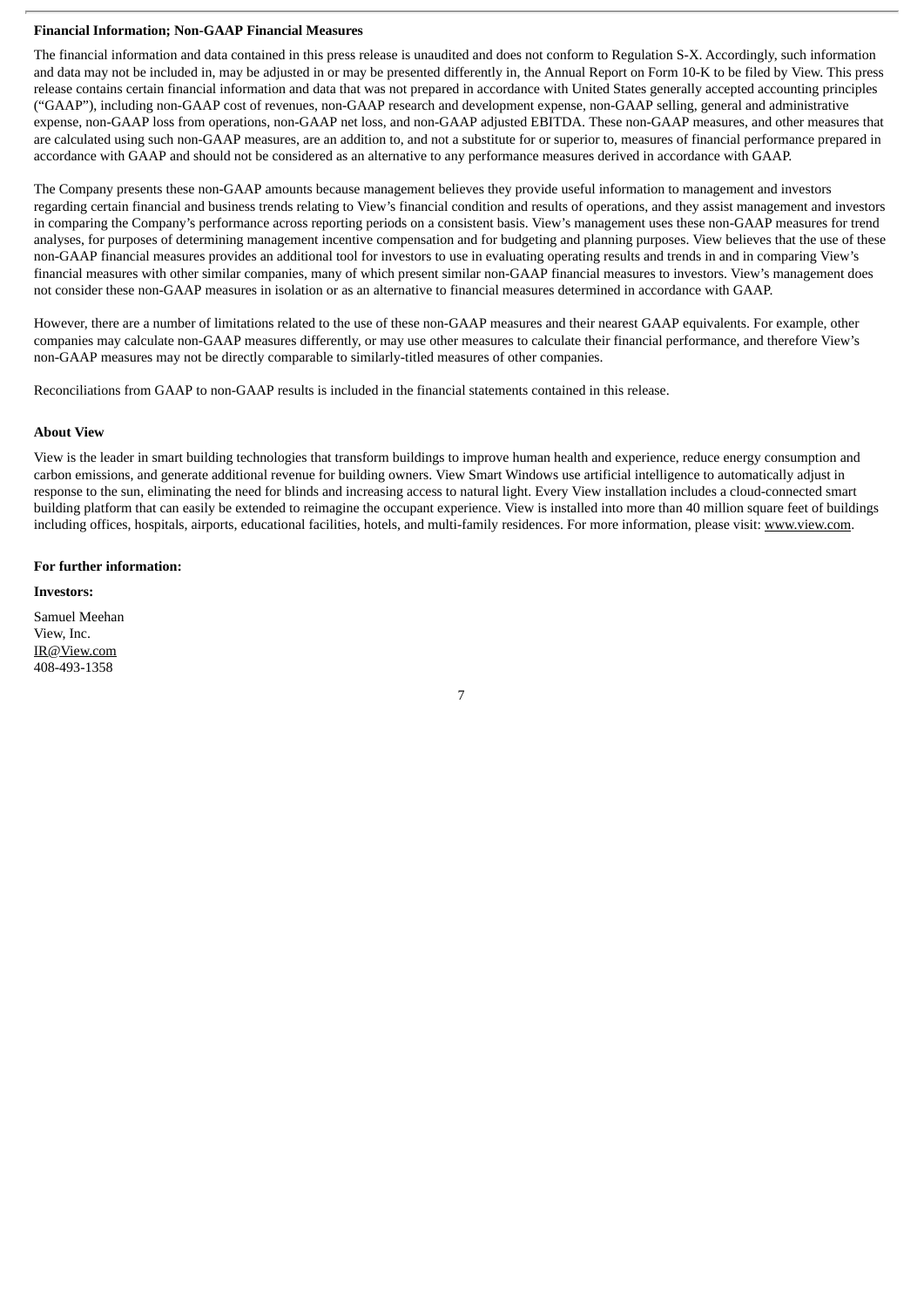**Financial Information; Non-GAAP Financial Measures**

The financial information and data contained in this press release is unaudited and does not conform to Regulation S-X. Accordingly, such information and data may not be included in, may be adjusted in or may be presented differently in, the Annual Report on Form 10-K to be filed by View. This press release contains certain financial information and data that was not prepared in accordance with United States generally accepted accounting principles ("GAAP"), including non-GAAP cost of revenues, non-GAAP research and development expense, non-GAAP selling, general and administrative expense, non-GAAP loss from operations, non-GAAP net loss, and non-GAAP adjusted EBITDA. These non-GAAP measures, and other measures that are calculated using such non-GAAP measures, are an addition to, and not a substitute for or superior to, measures of financial performance prepared in accordance with GAAP and should not be considered as an alternative to any performance measures derived in accordance with GAAP.

The Company presents these non-GAAP amounts because management believes they provide useful information to management and investors regarding certain financial and business trends relating to View's financial condition and results of operations, and they assist management and investors in comparing the Company's performance across reporting periods on a consistent basis. View's management uses these non-GAAP measures for trend analyses, for purposes of determining management incentive compensation and for budgeting and planning purposes. View believes that the use of these non-GAAP financial measures provides an additional tool for investors to use in evaluating operating results and trends in and in comparing View's financial measures with other similar companies, many of which present similar non-GAAP financial measures to investors. View's management does not consider these non-GAAP measures in isolation or as an alternative to financial measures determined in accordance with GAAP.

However, there are a number of limitations related to the use of these non-GAAP measures and their nearest GAAP equivalents. For example, other companies may calculate non-GAAP measures differently, or may use other measures to calculate their financial performance, and therefore View's non-GAAP measures may not be directly comparable to similarly-titled measures of other companies.

Reconciliations from GAAP to non-GAAP results is included in the financial statements contained in this release.

**About View**

View is the leader in smart building technologies that transform buildings to improve human health and experience, reduce energy consumption and carbon emissions, and generate additional revenue for building owners. View Smart Windows use artificial intelligence to automatically adjust in response to the sun, eliminating the need for blinds and increasing access to natural light. Every View installation includes a cloud-connected smart building platform that can easily be extended to reimagine the occupant experience. View is installed into more than 40 million square feet of buildings including offices, hospitals, airports, educational facilities, hotels, and multi-family residences. For more information, please visit: www.view.com.

**For further information:**

**Investors:**

Samuel Meehan
View, Inc.
IR@View.com
408-493-1358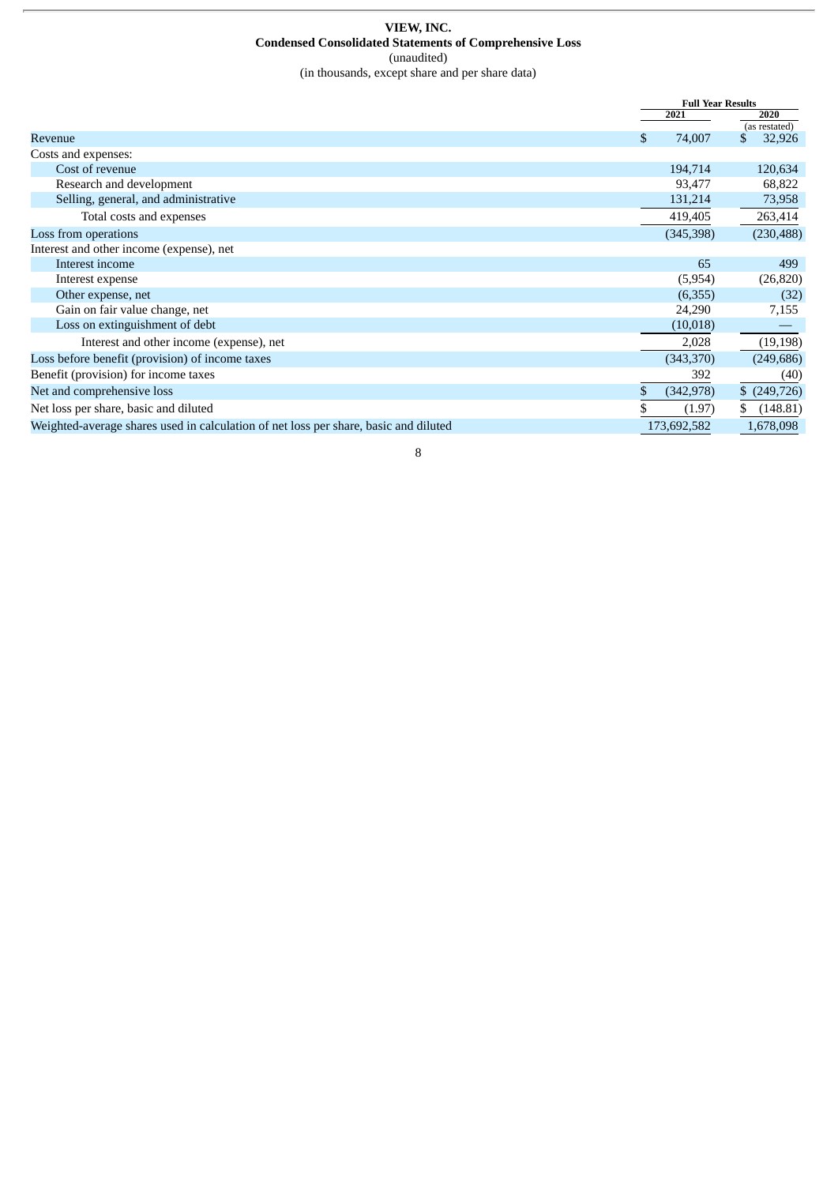**VIEW, INC.**
**Condensed Consolidated Statements of Comprehensive Loss**
(unaudited)
(in thousands, except share and per share data)

| | Full Year Results | |
|---|---|---|
| | 2021 | 2020 (as restated) |
| Revenue | $ 74,007 | $ 32,926 |
| Costs and expenses: | | |
| Cost of revenue | 194,714 | 120,634 |
| Research and development | 93,477 | 68,822 |
| Selling, general, and administrative | 131,214 | 73,958 |
| Total costs and expenses | 419,405 | 263,414 |
| Loss from operations | (345,398) | (230,488) |
| Interest and other income (expense), net | | |
| Interest income | 65 | 499 |
| Interest expense | (5,954) | (26,820) |
| Other expense, net | (6,355) | (32) |
| Gain on fair value change, net | 24,290 | 7,155 |
| Loss on extinguishment of debt | (10,018) | — |
| Interest and other income (expense), net | 2,028 | (19,198) |
| Loss before benefit (provision) of income taxes | (343,370) | (249,686) |
| Benefit (provision) for income taxes | 392 | (40) |
| Net and comprehensive loss | $ (342,978) | $ (249,726) |
| Net loss per share, basic and diluted | $ (1.97) | $ (148.81) |
| Weighted-average shares used in calculation of net loss per share, basic and diluted | 173,692,582 | 1,678,098 |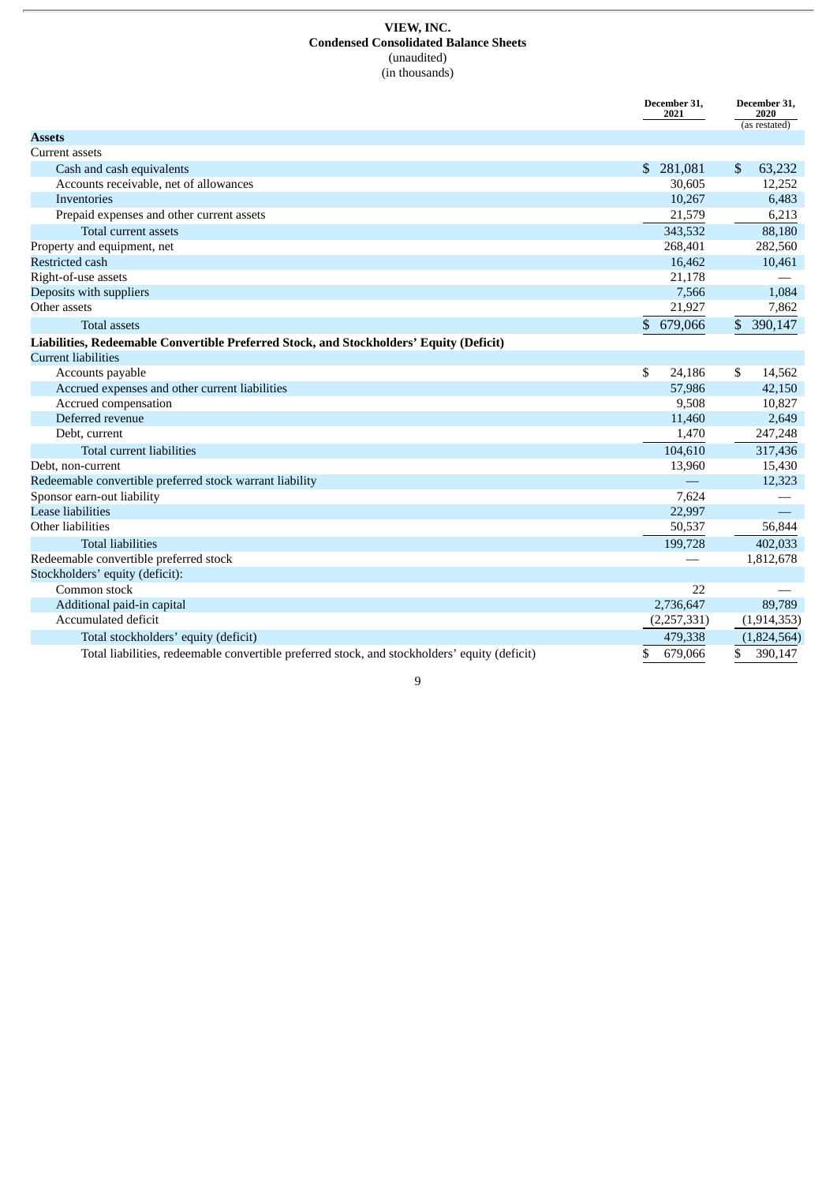# VIEW, INC.

## Condensed Consolidated Balance Sheets

(unaudited)

(in thousands)

| | December 31, 2021 | December 31, 2020 (as restated) |
|---|---|---|
| **Assets** | | |
| Current assets | | |
| Cash and cash equivalents | $ 281,081 | $ 63,232 |
| Accounts receivable, net of allowances | 30,605 | 12,252 |
| Inventories | 10,267 | 6,483 |
| Prepaid expenses and other current assets | 21,579 | 6,213 |
| Total current assets | 343,532 | 88,180 |
| Property and equipment, net | 268,401 | 282,560 |
| Restricted cash | 16,462 | 10,461 |
| Right-of-use assets | 21,178 | — |
| Deposits with suppliers | 7,566 | 1,084 |
| Other assets | 21,927 | 7,862 |
| Total assets | $ 679,066 | $ 390,147 |
| **Liabilities, Redeemable Convertible Preferred Stock, and Stockholders' Equity (Deficit)** | | |
| Current liabilities | | |
| Accounts payable | $ 24,186 | $ 14,562 |
| Accrued expenses and other current liabilities | 57,986 | 42,150 |
| Accrued compensation | 9,508 | 10,827 |
| Deferred revenue | 11,460 | 2,649 |
| Debt, current | 1,470 | 247,248 |
| Total current liabilities | 104,610 | 317,436 |
| Debt, non-current | 13,960 | 15,430 |
| Redeemable convertible preferred stock warrant liability | — | 12,323 |
| Sponsor earn-out liability | 7,624 | — |
| Lease liabilities | 22,997 | — |
| Other liabilities | 50,537 | 56,844 |
| Total liabilities | 199,728 | 402,033 |
| Redeemable convertible preferred stock | — | 1,812,678 |
| Stockholders' equity (deficit): | | |
| Common stock | 22 | — |
| Additional paid-in capital | 2,736,647 | 89,789 |
| Accumulated deficit | (2,257,331) | (1,914,353) |
| Total stockholders' equity (deficit) | 479,338 | (1,824,564) |
| Total liabilities, redeemable convertible preferred stock, and stockholders' equity (deficit) | $ 679,066 | $ 390,147 |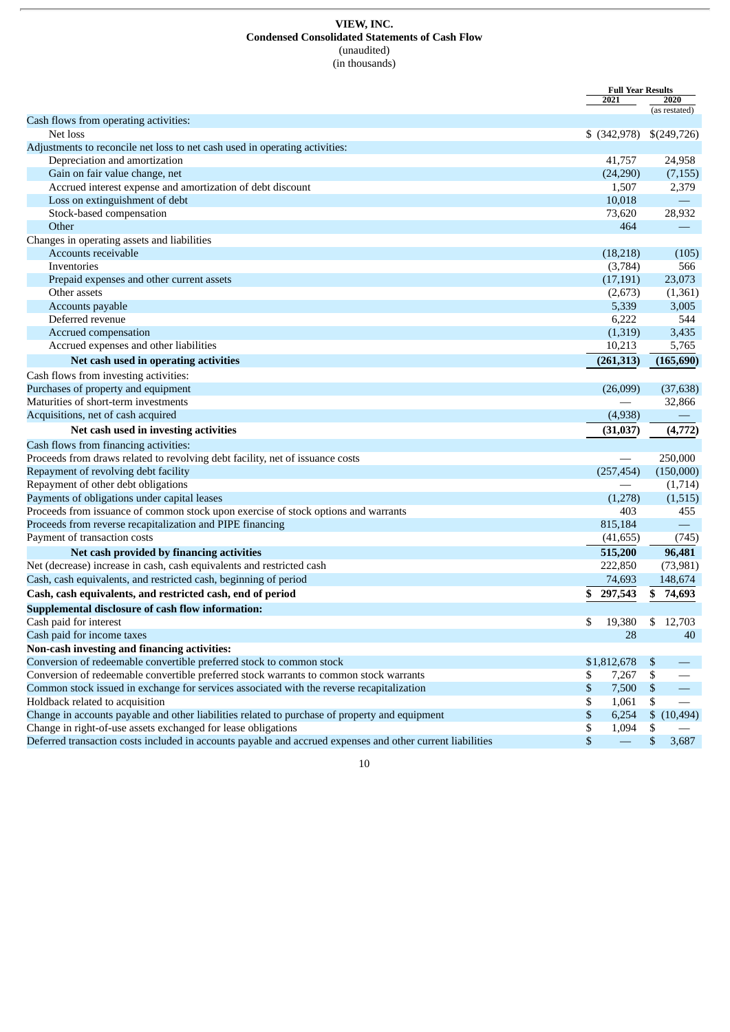**VIEW, INC.**
**Condensed Consolidated Statements of Cash Flow**
(unaudited)
(in thousands)

| | Full Year Results | |
|---|---|---|
| | 2021 | 2020 (as restated) |
| Cash flows from operating activities: | | |
| Net loss | $ (342,978) | $(249,726) |
| Adjustments to reconcile net loss to net cash used in operating activities: | | |
| Depreciation and amortization | 41,757 | 24,958 |
| Gain on fair value change, net | (24,290) | (7,155) |
| Accrued interest expense and amortization of debt discount | 1,507 | 2,379 |
| Loss on extinguishment of debt | 10,018 | — |
| Stock-based compensation | 73,620 | 28,932 |
| Other | 464 | — |
| Changes in operating assets and liabilities | | |
| Accounts receivable | (18,218) | (105) |
| Inventories | (3,784) | 566 |
| Prepaid expenses and other current assets | (17,191) | 23,073 |
| Other assets | (2,673) | (1,361) |
| Accounts payable | 5,339 | 3,005 |
| Deferred revenue | 6,222 | 544 |
| Accrued compensation | (1,319) | 3,435 |
| Accrued expenses and other liabilities | 10,213 | 5,765 |
| **Net cash used in operating activities** | **(261,313)** | **(165,690)** |
| Cash flows from investing activities: | | |
| Purchases of property and equipment | (26,099) | (37,638) |
| Maturities of short-term investments | — | 32,866 |
| Acquisitions, net of cash acquired | (4,938) | — |
| **Net cash used in investing activities** | **(31,037)** | **(4,772)** |
| Cash flows from financing activities: | | |
| Proceeds from draws related to revolving debt facility, net of issuance costs | — | 250,000 |
| Repayment of revolving debt facility | (257,454) | (150,000) |
| Repayment of other debt obligations | — | (1,714) |
| Payments of obligations under capital leases | (1,278) | (1,515) |
| Proceeds from issuance of common stock upon exercise of stock options and warrants | 403 | 455 |
| Proceeds from reverse recapitalization and PIPE financing | 815,184 | — |
| Payment of transaction costs | (41,655) | (745) |
| **Net cash provided by financing activities** | **515,200** | **96,481** |
| Net (decrease) increase in cash, cash equivalents and restricted cash | 222,850 | (73,981) |
| Cash, cash equivalents, and restricted cash, beginning of period | 74,693 | 148,674 |
| **Cash, cash equivalents, and restricted cash, end of period** | **$ 297,543** | **$ 74,693** |
| **Supplemental disclosure of cash flow information:** | | |
| Cash paid for interest | $ 19,380 | $ 12,703 |
| Cash paid for income taxes | 28 | 40 |
| **Non-cash investing and financing activities:** | | |
| Conversion of redeemable convertible preferred stock to common stock | $1,812,678 | $ — |
| Conversion of redeemable convertible preferred stock warrants to common stock warrants | $ 7,267 | $ — |
| Common stock issued in exchange for services associated with the reverse recapitalization | $ 7,500 | $ — |
| Holdback related to acquisition | $ 1,061 | $ — |
| Change in accounts payable and other liabilities related to purchase of property and equipment | $ 6,254 | $ (10,494) |
| Change in right-of-use assets exchanged for lease obligations | $ 1,094 | $ — |
| Deferred transaction costs included in accounts payable and accrued expenses and other current liabilities | $ — | $ 3,687 |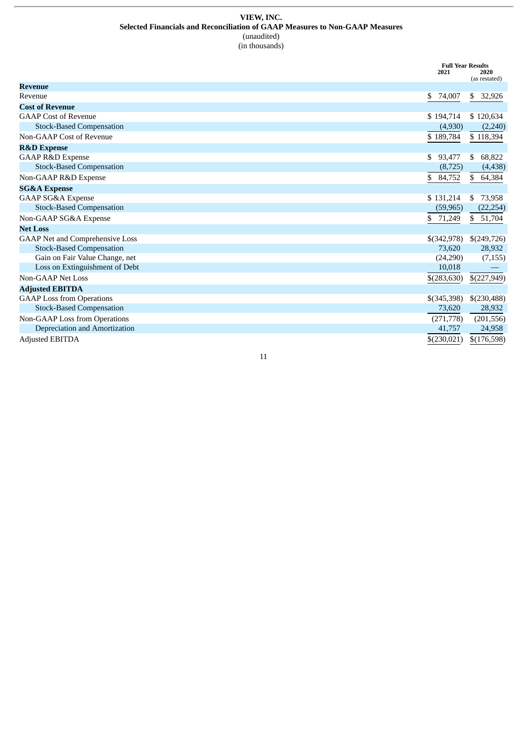**VIEW, INC.**
**Selected Financials and Reconciliation of GAAP Measures to Non-GAAP Measures**
(unaudited)
(in thousands)

| | Full Year Results 2021 | 2020 (as restated) |
|---|---|---|
| **Revenue** | | |
| Revenue | $ 74,007 | $ 32,926 |
| **Cost of Revenue** | | |
| GAAP Cost of Revenue | $ 194,714 | $ 120,634 |
| Stock-Based Compensation | (4,930) | (2,240) |
| Non-GAAP Cost of Revenue | $ 189,784 | $ 118,394 |
| **R&D Expense** | | |
| GAAP R&D Expense | $ 93,477 | $ 68,822 |
| Stock-Based Compensation | (8,725) | (4,438) |
| Non-GAAP R&D Expense | $ 84,752 | $ 64,384 |
| **SG&A Expense** | | |
| GAAP SG&A Expense | $ 131,214 | $ 73,958 |
| Stock-Based Compensation | (59,965) | (22,254) |
| Non-GAAP SG&A Expense | $ 71,249 | $ 51,704 |
| **Net Loss** | | |
| GAAP Net and Comprehensive Loss | $(342,978) | $(249,726) |
| Stock-Based Compensation | 73,620 | 28,932 |
| Gain on Fair Value Change, net | (24,290) | (7,155) |
| Loss on Extinguishment of Debt | 10,018 | — |
| Non-GAAP Net Loss | $(283,630) | $(227,949) |
| **Adjusted EBITDA** | | |
| GAAP Loss from Operations | $(345,398) | $(230,488) |
| Stock-Based Compensation | 73,620 | 28,932 |
| Non-GAAP Loss from Operations | (271,778) | (201,556) |
| Depreciation and Amortization | 41,757 | 24,958 |
| Adjusted EBITDA | $(230,021) | $(176,598) |